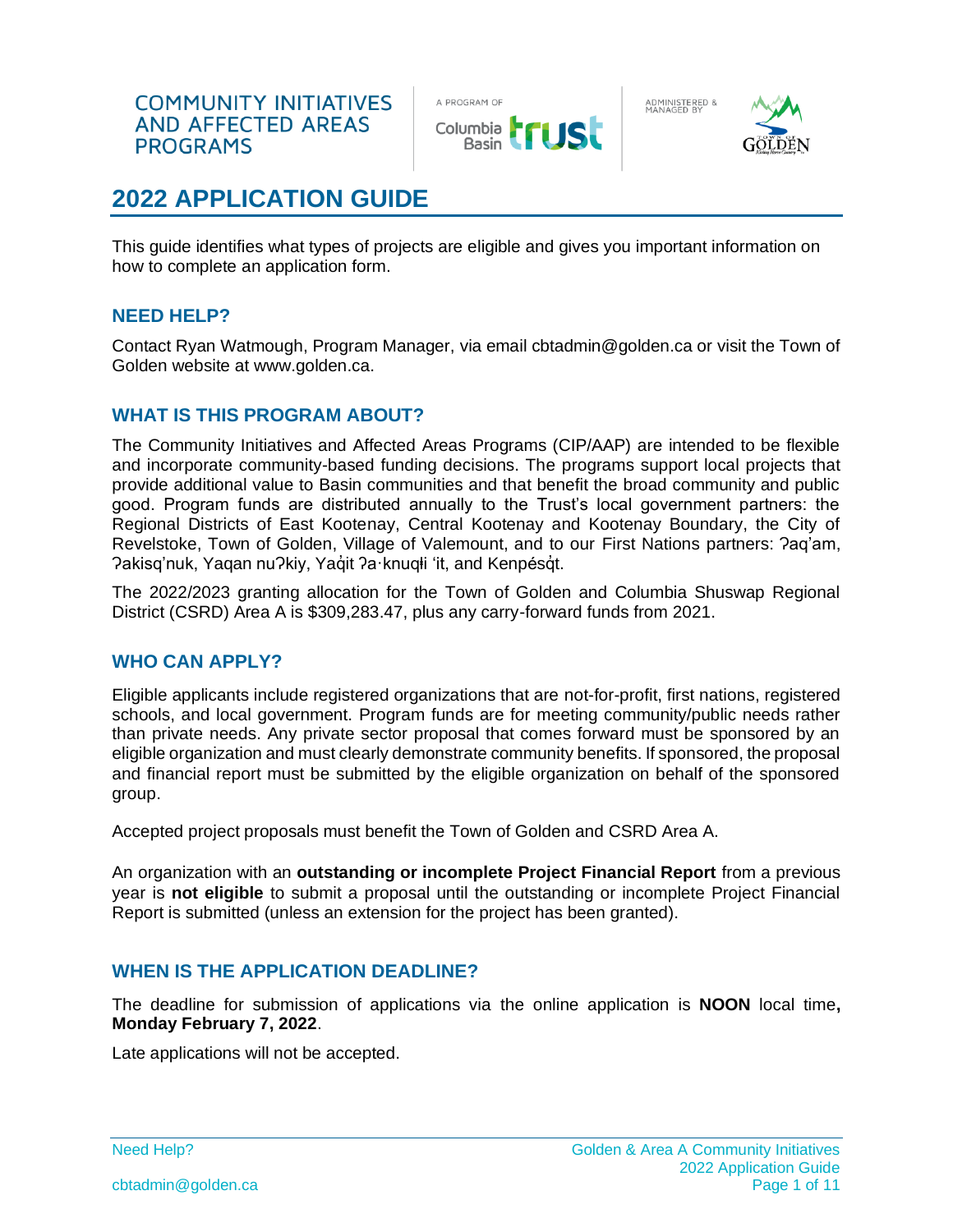COMMUNITY INITIATIVES AND AFFECTED AREAS PROGRAMS

A PROGRAM OF Columbia Basin Trust

ADMINISTERED & MANAGED BY Town of Golden

# 2022 APPLICATION GUIDE

This guide identifies what types of projects are eligible and gives you important information on how to complete an application form.

## NEED HELP?

Contact Ryan Watmough, Program Manager, via email cbtadmin@golden.ca or visit the Town of Golden website at www.golden.ca.

## WHAT IS THIS PROGRAM ABOUT?

The Community Initiatives and Affected Areas Programs (CIP/AAP) are intended to be flexible and incorporate community-based funding decisions. The programs support local projects that provide additional value to Basin communities and that benefit the broad community and public good. Program funds are distributed annually to the Trust's local government partners: the Regional Districts of East Kootenay, Central Kootenay and Kootenay Boundary, the City of Revelstoke, Town of Golden, Village of Valemount, and to our First Nations partners: ʔaq'am, ʔakisq'nuk, Yaqan nuʔkiy, Yaq̓it ʔa·knuqⱡi 'it, and Kenpésq̓t.

The 2022/2023 granting allocation for the Town of Golden and Columbia Shuswap Regional District (CSRD) Area A is $309,283.47, plus any carry-forward funds from 2021.

## WHO CAN APPLY?

Eligible applicants include registered organizations that are not-for-profit, first nations, registered schools, and local government. Program funds are for meeting community/public needs rather than private needs. Any private sector proposal that comes forward must be sponsored by an eligible organization and must clearly demonstrate community benefits. If sponsored, the proposal and financial report must be submitted by the eligible organization on behalf of the sponsored group.

Accepted project proposals must benefit the Town of Golden and CSRD Area A.

An organization with an **outstanding or incomplete Project Financial Report** from a previous year is **not eligible** to submit a proposal until the outstanding or incomplete Project Financial Report is submitted (unless an extension for the project has been granted).

## WHEN IS THE APPLICATION DEADLINE?

The deadline for submission of applications via the online application is **NOON** local time**, Monday February 7, 2022**.

Late applications will not be accepted.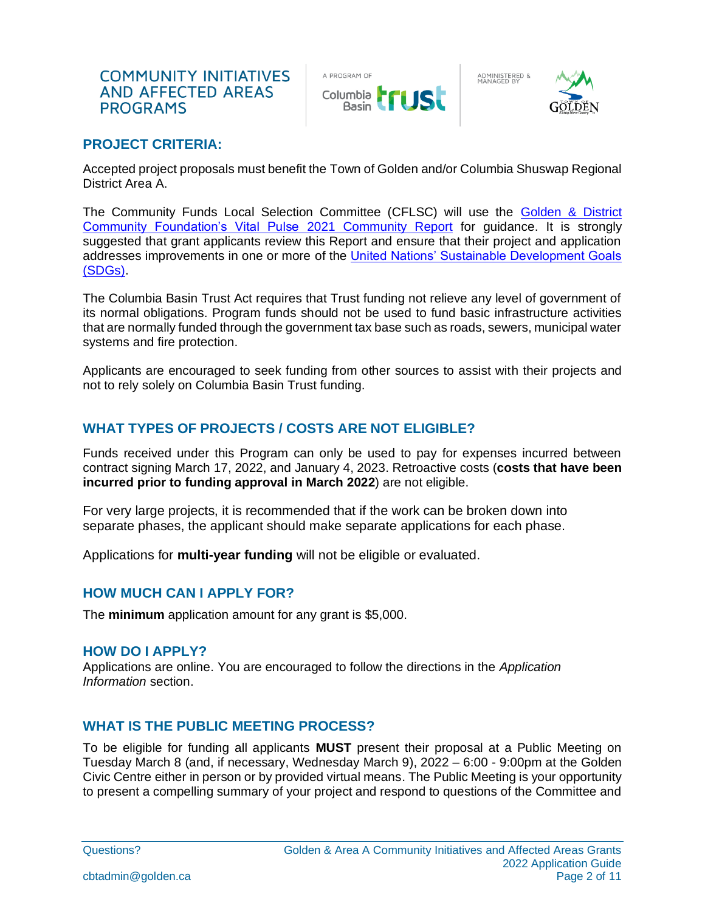## PROJECT CRITERIA:

Accepted project proposals must benefit the Town of Golden and/or Columbia Shuswap Regional District Area A.

The Community Funds Local Selection Committee (CFLSC) will use the Golden & District Community Foundation's Vital Pulse 2021 Community Report for guidance. It is strongly suggested that grant applicants review this Report and ensure that their project and application addresses improvements in one or more of the United Nations' Sustainable Development Goals (SDGs).

The Columbia Basin Trust Act requires that Trust funding not relieve any level of government of its normal obligations. Program funds should not be used to fund basic infrastructure activities that are normally funded through the government tax base such as roads, sewers, municipal water systems and fire protection.

Applicants are encouraged to seek funding from other sources to assist with their projects and not to rely solely on Columbia Basin Trust funding.

## WHAT TYPES OF PROJECTS / COSTS ARE NOT ELIGIBLE?

Funds received under this Program can only be used to pay for expenses incurred between contract signing March 17, 2022, and January 4, 2023. Retroactive costs (**costs that have been incurred prior to funding approval in March 2022**) are not eligible.

For very large projects, it is recommended that if the work can be broken down into separate phases, the applicant should make separate applications for each phase.

Applications for **multi-year funding** will not be eligible or evaluated.

## HOW MUCH CAN I APPLY FOR?

The **minimum** application amount for any grant is $5,000.

## HOW DO I APPLY?

Applications are online. You are encouraged to follow the directions in the *Application Information* section.

## WHAT IS THE PUBLIC MEETING PROCESS?

To be eligible for funding all applicants **MUST** present their proposal at a Public Meeting on Tuesday March 8 (and, if necessary, Wednesday March 9), 2022 – 6:00 - 9:00pm at the Golden Civic Centre either in person or by provided virtual means. The Public Meeting is your opportunity to present a compelling summary of your project and respond to questions of the Committee and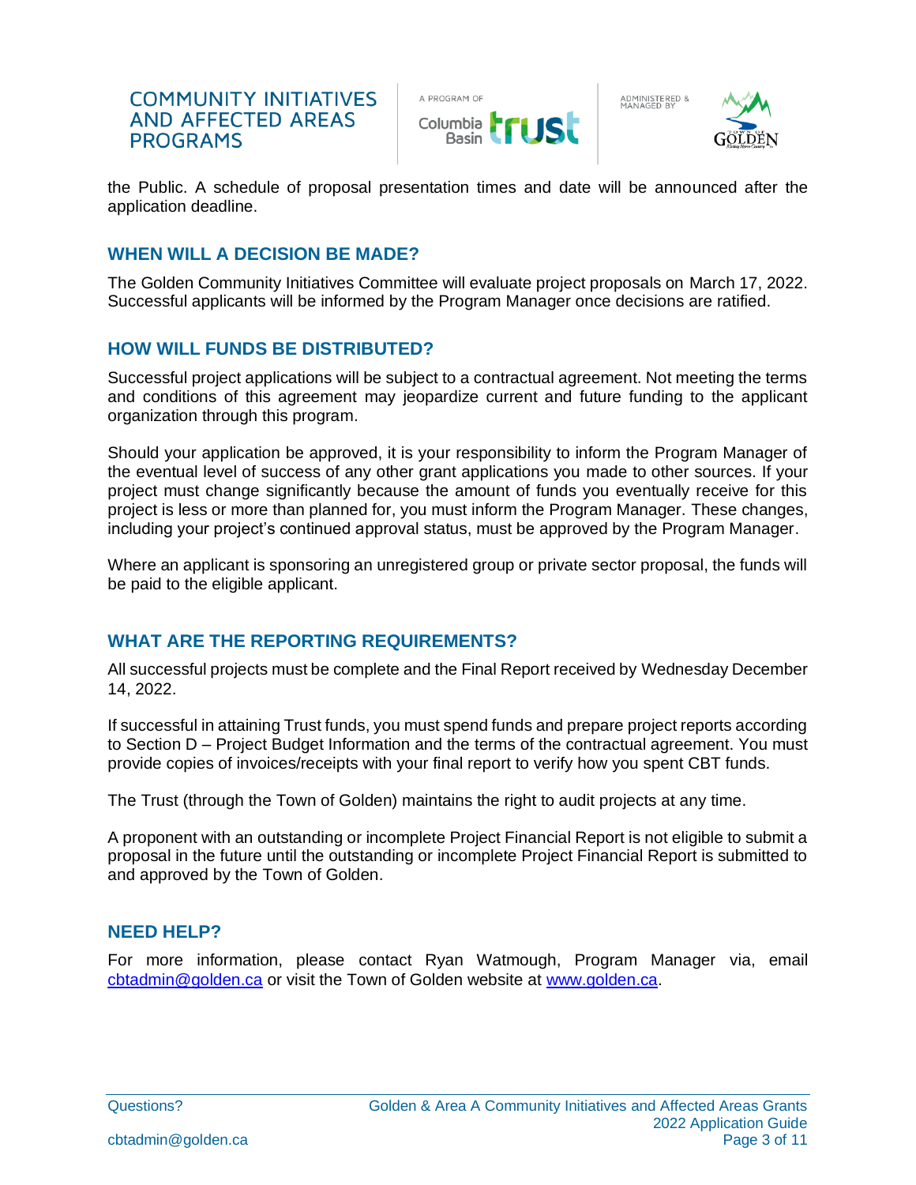the Public. A schedule of proposal presentation times and date will be announced after the application deadline.

## WHEN WILL A DECISION BE MADE?

The Golden Community Initiatives Committee will evaluate project proposals on March 17, 2022. Successful applicants will be informed by the Program Manager once decisions are ratified.

## HOW WILL FUNDS BE DISTRIBUTED?

Successful project applications will be subject to a contractual agreement. Not meeting the terms and conditions of this agreement may jeopardize current and future funding to the applicant organization through this program.

Should your application be approved, it is your responsibility to inform the Program Manager of the eventual level of success of any other grant applications you made to other sources. If your project must change significantly because the amount of funds you eventually receive for this project is less or more than planned for, you must inform the Program Manager. These changes, including your project's continued approval status, must be approved by the Program Manager.

Where an applicant is sponsoring an unregistered group or private sector proposal, the funds will be paid to the eligible applicant.

## WHAT ARE THE REPORTING REQUIREMENTS?

All successful projects must be complete and the Final Report received by Wednesday December 14, 2022.

If successful in attaining Trust funds, you must spend funds and prepare project reports according to Section D – Project Budget Information and the terms of the contractual agreement. You must provide copies of invoices/receipts with your final report to verify how you spent CBT funds.

The Trust (through the Town of Golden) maintains the right to audit projects at any time.

A proponent with an outstanding or incomplete Project Financial Report is not eligible to submit a proposal in the future until the outstanding or incomplete Project Financial Report is submitted to and approved by the Town of Golden.

## NEED HELP?

For more information, please contact Ryan Watmough, Program Manager via, email [cbtadmin@golden.ca](mailto:cbtadmin@golden.ca) or visit the Town of Golden website at [www.golden.ca](http://www.golden.ca).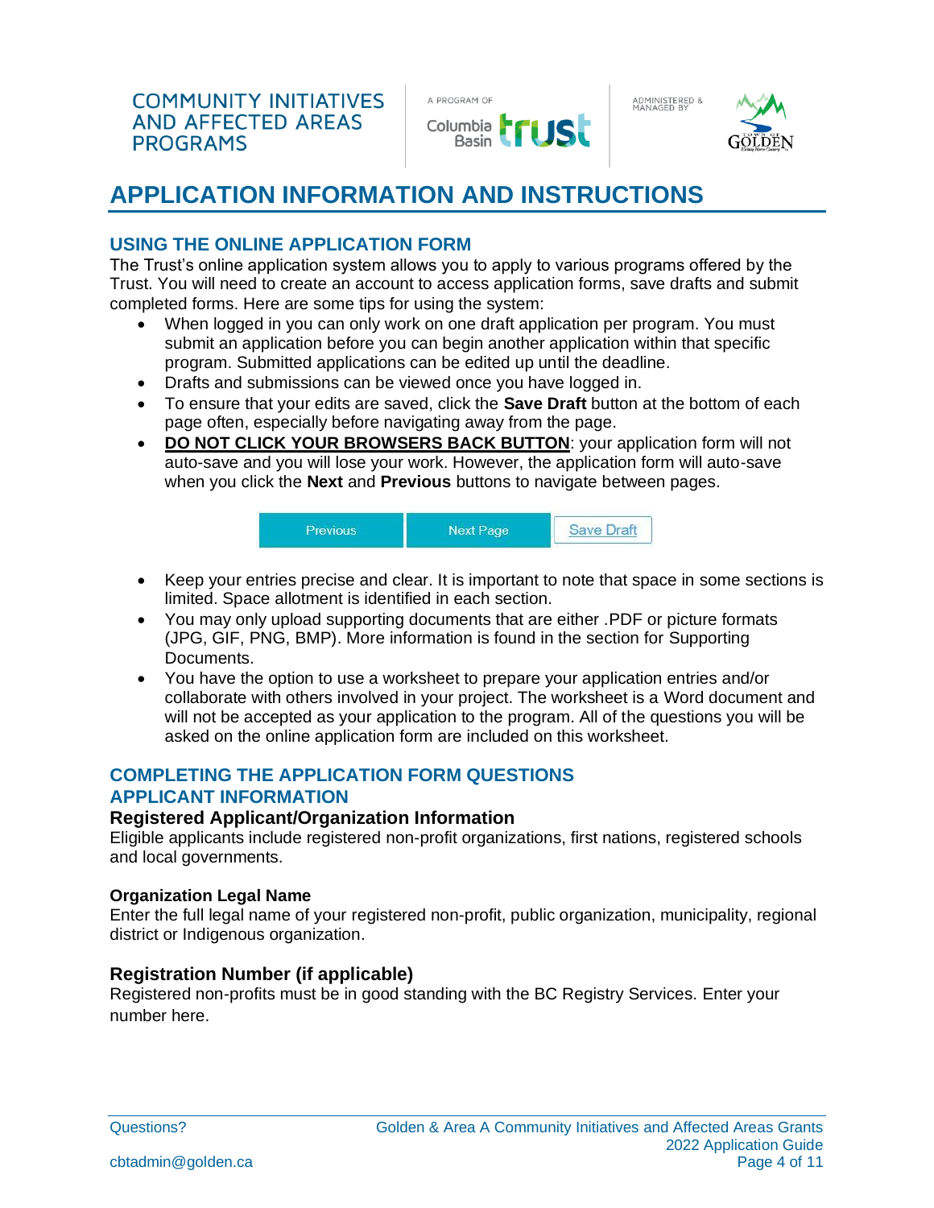# APPLICATION INFORMATION AND INSTRUCTIONS

## USING THE ONLINE APPLICATION FORM

The Trust's online application system allows you to apply to various programs offered by the Trust. You will need to create an account to access application forms, save drafts and submit completed forms. Here are some tips for using the system:

- When logged in you can only work on one draft application per program. You must submit an application before you can begin another application within that specific program. Submitted applications can be edited up until the deadline.
- Drafts and submissions can be viewed once you have logged in.
- To ensure that your edits are saved, click the **Save Draft** button at the bottom of each page often, especially before navigating away from the page.
- **DO NOT CLICK YOUR BROWSERS BACK BUTTON**: your application form will not auto-save and you will lose your work. However, the application form will auto-save when you click the **Next** and **Previous** buttons to navigate between pages.

Previous | Next Page | Save Draft

- Keep your entries precise and clear. It is important to note that space in some sections is limited. Space allotment is identified in each section.
- You may only upload supporting documents that are either .PDF or picture formats (JPG, GIF, PNG, BMP). More information is found in the section for Supporting Documents.
- You have the option to use a worksheet to prepare your application entries and/or collaborate with others involved in your project. The worksheet is a Word document and will not be accepted as your application to the program. All of the questions you will be asked on the online application form are included on this worksheet.

## COMPLETING THE APPLICATION FORM QUESTIONS

## APPLICANT INFORMATION

### Registered Applicant/Organization Information

Eligible applicants include registered non-profit organizations, first nations, registered schools and local governments.

#### Organization Legal Name

Enter the full legal name of your registered non-profit, public organization, municipality, regional district or Indigenous organization.

### Registration Number (if applicable)

Registered non-profits must be in good standing with the BC Registry Services. Enter your number here.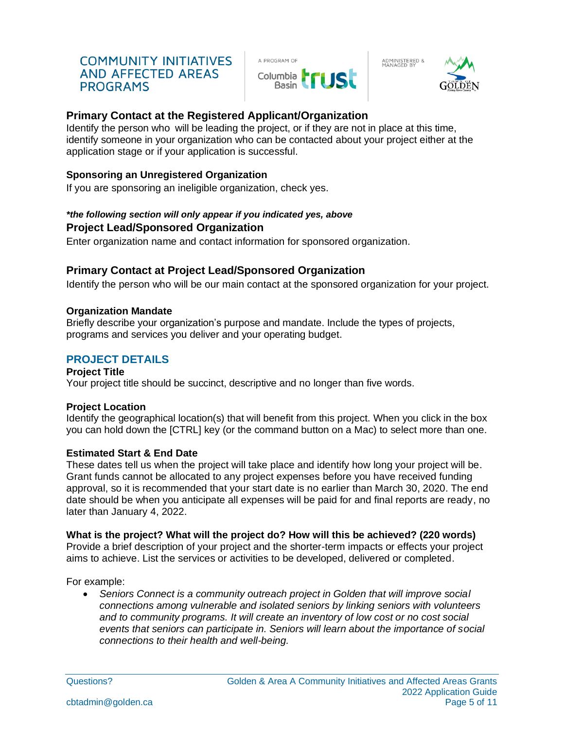## Primary Contact at the Registered Applicant/Organization

Identify the person who will be leading the project, or if they are not in place at this time, identify someone in your organization who can be contacted about your project either at the application stage or if your application is successful.

### Sponsoring an Unregistered Organization

If you are sponsoring an ineligible organization, check yes.

***the following section will only appear if you indicated yes, above***

## Project Lead/Sponsored Organization

Enter organization name and contact information for sponsored organization.

## Primary Contact at Project Lead/Sponsored Organization

Identify the person who will be our main contact at the sponsored organization for your project.

### Organization Mandate

Briefly describe your organization's purpose and mandate. Include the types of projects, programs and services you deliver and your operating budget.

## PROJECT DETAILS

### Project Title

Your project title should be succinct, descriptive and no longer than five words.

### Project Location

Identify the geographical location(s) that will benefit from this project. When you click in the box you can hold down the [CTRL] key (or the command button on a Mac) to select more than one.

### Estimated Start & End Date

These dates tell us when the project will take place and identify how long your project will be. Grant funds cannot be allocated to any project expenses before you have received funding approval, so it is recommended that your start date is no earlier than March 30, 2020. The end date should be when you anticipate all expenses will be paid for and final reports are ready, no later than January 4, 2022.

### What is the project? What will the project do? How will this be achieved? (220 words)

Provide a brief description of your project and the shorter-term impacts or effects your project aims to achieve. List the services or activities to be developed, delivered or completed.

For example:

- *Seniors Connect is a community outreach project in Golden that will improve social connections among vulnerable and isolated seniors by linking seniors with volunteers and to community programs. It will create an inventory of low cost or no cost social events that seniors can participate in. Seniors will learn about the importance of social connections to their health and well-being.*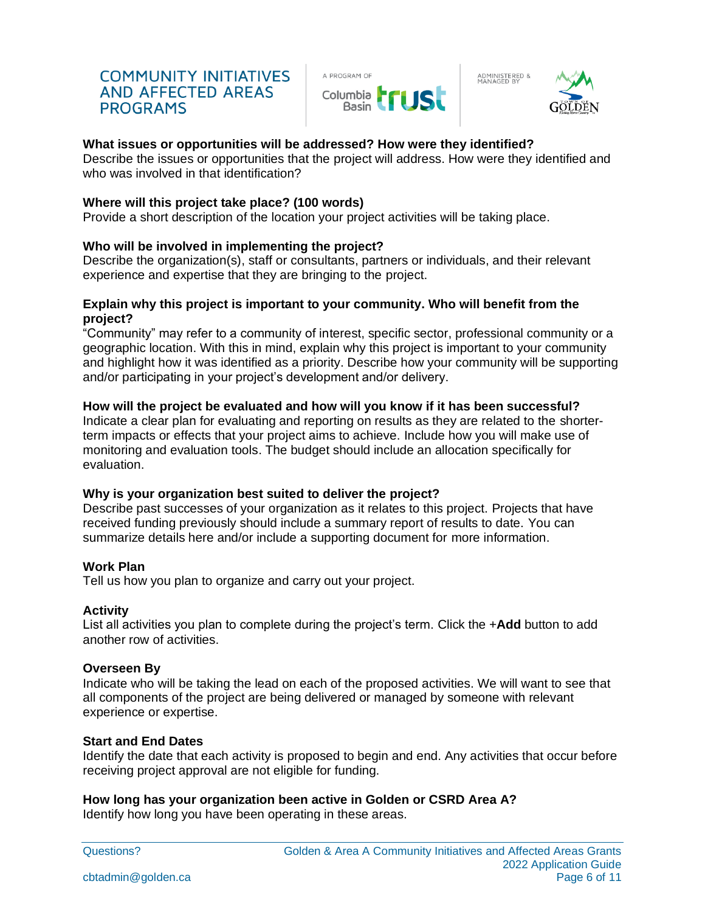**What issues or opportunities will be addressed? How were they identified?**
Describe the issues or opportunities that the project will address. How were they identified and who was involved in that identification?

**Where will this project take place? (100 words)**
Provide a short description of the location your project activities will be taking place.

**Who will be involved in implementing the project?**
Describe the organization(s), staff or consultants, partners or individuals, and their relevant experience and expertise that they are bringing to the project.

**Explain why this project is important to your community. Who will benefit from the project?**
"Community" may refer to a community of interest, specific sector, professional community or a geographic location. With this in mind, explain why this project is important to your community and highlight how it was identified as a priority. Describe how your community will be supporting and/or participating in your project's development and/or delivery.

**How will the project be evaluated and how will you know if it has been successful?**
Indicate a clear plan for evaluating and reporting on results as they are related to the shorter-term impacts or effects that your project aims to achieve. Include how you will make use of monitoring and evaluation tools. The budget should include an allocation specifically for evaluation.

**Why is your organization best suited to deliver the project?**
Describe past successes of your organization as it relates to this project. Projects that have received funding previously should include a summary report of results to date. You can summarize details here and/or include a supporting document for more information.

**Work Plan**
Tell us how you plan to organize and carry out your project.

**Activity**
List all activities you plan to complete during the project's term. Click the +**Add** button to add another row of activities.

**Overseen By**
Indicate who will be taking the lead on each of the proposed activities. We will want to see that all components of the project are being delivered or managed by someone with relevant experience or expertise.

**Start and End Dates**
Identify the date that each activity is proposed to begin and end. Any activities that occur before receiving project approval are not eligible for funding.

**How long has your organization been active in Golden or CSRD Area A?**
Identify how long you have been operating in these areas.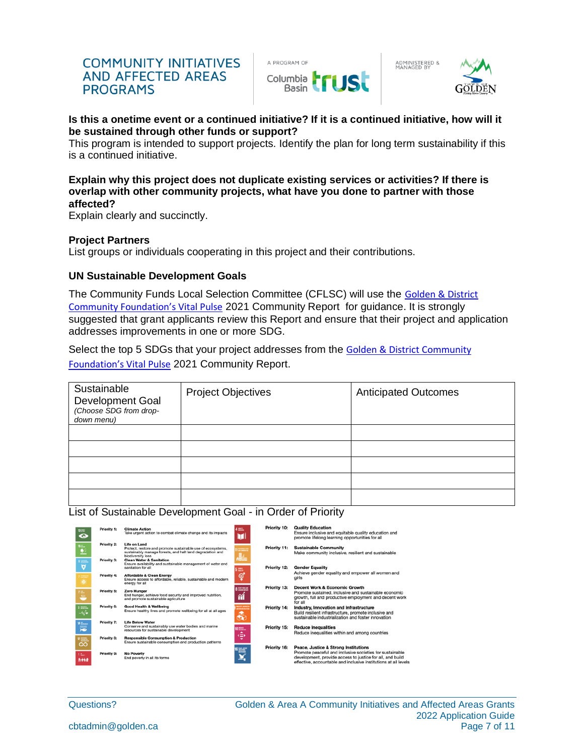**Is this a onetime event or a continued initiative? If it is a continued initiative, how will it be sustained through other funds or support?**

This program is intended to support projects. Identify the plan for long term sustainability if this is a continued initiative.

**Explain why this project does not duplicate existing services or activities? If there is overlap with other community projects, what have you done to partner with those affected?**

Explain clearly and succinctly.

**Project Partners**

List groups or individuals cooperating in this project and their contributions.

**UN Sustainable Development Goals**

The Community Funds Local Selection Committee (CFLSC) will use the Golden & District Community Foundation's Vital Pulse 2021 Community Report for guidance. It is strongly suggested that grant applicants review this Report and ensure that their project and application addresses improvements in one or more SDG.

Select the top 5 SDGs that your project addresses from the Golden & District Community Foundation's Vital Pulse 2021 Community Report.

| Sustainable Development Goal *(Choose SDG from drop-down menu)* | Project Objectives | Anticipated Outcomes |
|---|---|---|
| | | |
| | | |
| | | |
| | | |
| | | |

List of Sustainable Development Goal - in Order of Priority

| Priority | Goal |
|---|---|
| Priority 1: | **Climate Action** Take urgent action to combat climate change and its impacts |
| Priority 2: | **Life on Land** Protect, restore and promote sustainable use of ecosystems, sustainably manage forests, and halt land degradation and biodiversity loss |
| Priority 3: | **Clean Water & Sanitation** Ensure availability and sustainable management of water and sanitation for all |
| Priority 4: | **Affordable & Clean Energy** Ensure access to affordable, reliable, sustainable and modern energy for all |
| Priority 5: | **Zero Hunger** End hunger, achieve food security and improved nutrition, and promote sustainable agriculture |
| Priority 6: | **Good Health & Wellbeing** Ensure healthy lives and promote wellbeing for all at all ages |
| Priority 7: | **Life Below Water** Conserve and sustainably use water bodies and marine resources for sustainable development |
| Priority 8: | **Responsible Consumption & Production** Ensure sustainable consumption and production patterns |
| Priority 9: | **No Poverty** End poverty in all its forms |
| Priority 10: | **Quality Education** Ensure inclusive and equitable quality education and promote lifelong learning opportunities for all |
| Priority 11: | **Sustainable Community** Make community inclusive, resilient and sustainable |
| Priority 12: | **Gender Equality** Achieve gender equality and empower all women and girls |
| Priority 13: | **Decent Work & Economic Growth** Promote sustained, inclusive and sustainable economic growth, full and productive employment and decent work for all |
| Priority 14: | **Industry, Innovation and Infrastructure** Build resilient infrastructure, promote inclusive and sustainable industrialization and foster innovation |
| Priority 15: | **Reduce Inequalities** Reduce inequalities within and among countries |
| Priority 16: | **Peace, Justice & Strong Institutions** Promote peaceful and inclusive societies for sustainable development, provide access to justice for all, and build effective, accountable and inclusive institutions at all levels |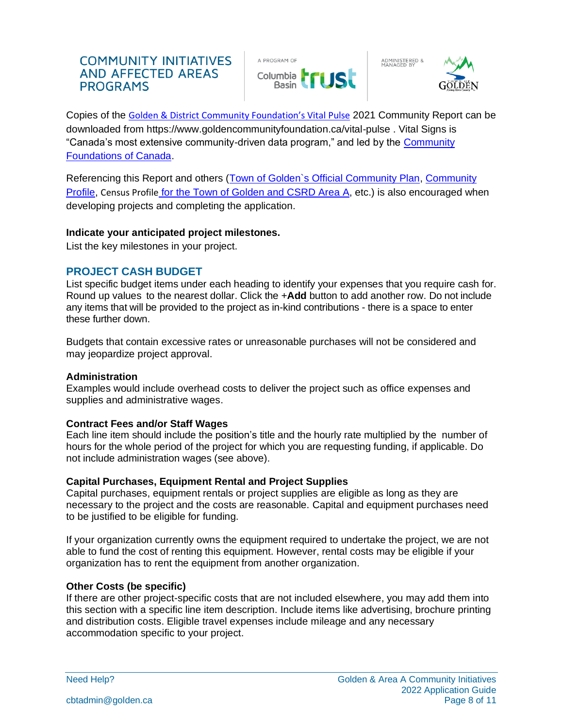Copies of the Golden & District Community Foundation's Vital Pulse 2021 Community Report can be downloaded from https://www.goldencommunityfoundation.ca/vital-pulse . Vital Signs is "Canada's most extensive community-driven data program," and led by the Community Foundations of Canada.

Referencing this Report and others (Town of Golden`s Official Community Plan, Community Profile, Census Profile for the Town of Golden and CSRD Area A, etc.) is also encouraged when developing projects and completing the application.

**Indicate your anticipated project milestones.**
List the key milestones in your project.

## PROJECT CASH BUDGET

List specific budget items under each heading to identify your expenses that you require cash for. Round up values to the nearest dollar. Click the +**Add** button to add another row. Do not include any items that will be provided to the project as in-kind contributions - there is a space to enter these further down.

Budgets that contain excessive rates or unreasonable purchases will not be considered and may jeopardize project approval.

**Administration**
Examples would include overhead costs to deliver the project such as office expenses and supplies and administrative wages.

**Contract Fees and/or Staff Wages**
Each line item should include the position's title and the hourly rate multiplied by the number of hours for the whole period of the project for which you are requesting funding, if applicable. Do not include administration wages (see above).

**Capital Purchases, Equipment Rental and Project Supplies**
Capital purchases, equipment rentals or project supplies are eligible as long as they are necessary to the project and the costs are reasonable. Capital and equipment purchases need to be justified to be eligible for funding.

If your organization currently owns the equipment required to undertake the project, we are not able to fund the cost of renting this equipment. However, rental costs may be eligible if your organization has to rent the equipment from another organization.

**Other Costs (be specific)**
If there are other project-specific costs that are not included elsewhere, you may add them into this section with a specific line item description. Include items like advertising, brochure printing and distribution costs. Eligible travel expenses include mileage and any necessary accommodation specific to your project.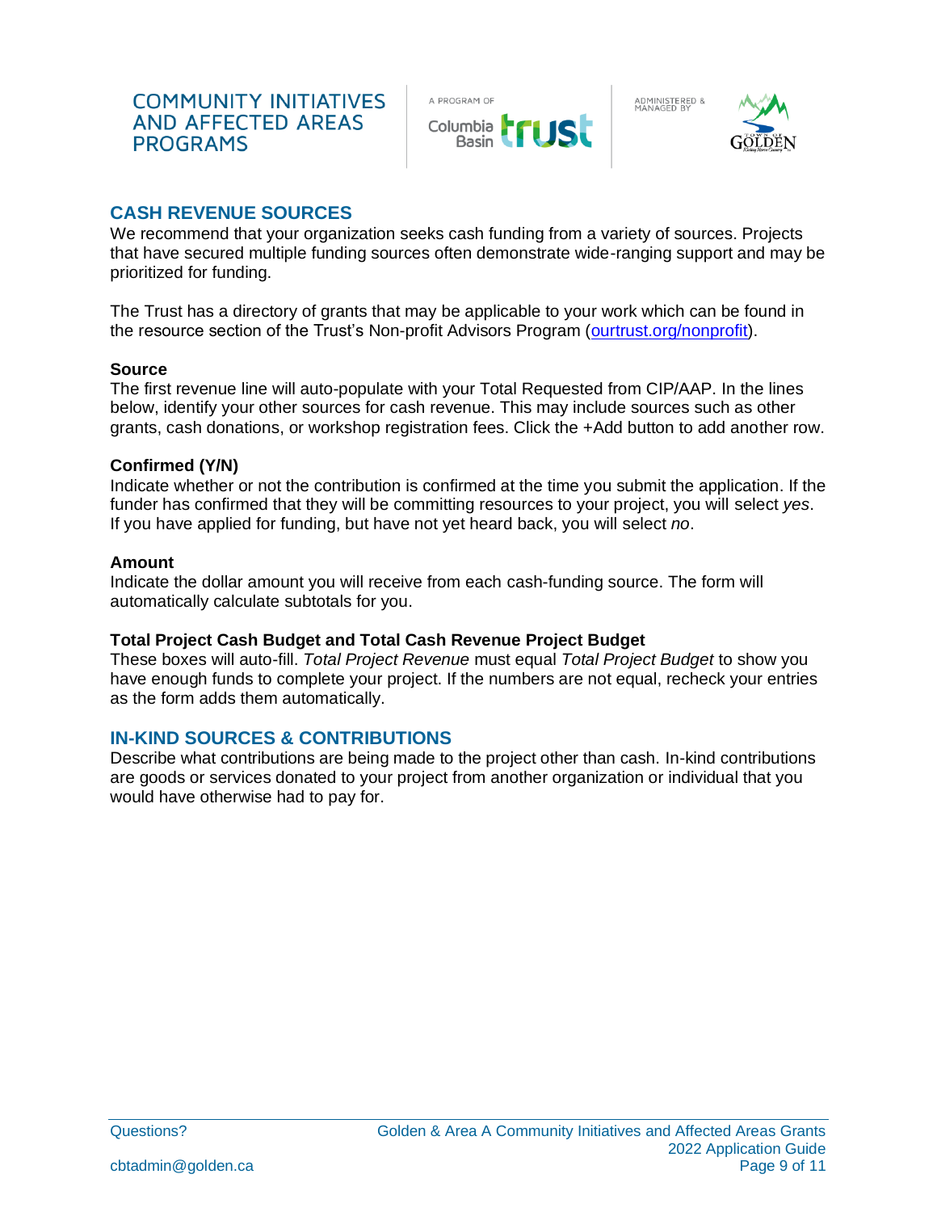## CASH REVENUE SOURCES

We recommend that your organization seeks cash funding from a variety of sources. Projects that have secured multiple funding sources often demonstrate wide-ranging support and may be prioritized for funding.

The Trust has a directory of grants that may be applicable to your work which can be found in the resource section of the Trust's Non-profit Advisors Program ([ourtrust.org/nonprofit](ourtrust.org/nonprofit)).

### Source

The first revenue line will auto-populate with your Total Requested from CIP/AAP. In the lines below, identify your other sources for cash revenue. This may include sources such as other grants, cash donations, or workshop registration fees. Click the +Add button to add another row.

### Confirmed (Y/N)

Indicate whether or not the contribution is confirmed at the time you submit the application. If the funder has confirmed that they will be committing resources to your project, you will select *yes*. If you have applied for funding, but have not yet heard back, you will select *no*.

### Amount

Indicate the dollar amount you will receive from each cash-funding source. The form will automatically calculate subtotals for you.

### Total Project Cash Budget and Total Cash Revenue Project Budget

These boxes will auto-fill. *Total Project Revenue* must equal *Total Project Budget* to show you have enough funds to complete your project. If the numbers are not equal, recheck your entries as the form adds them automatically.

## IN-KIND SOURCES & CONTRIBUTIONS

Describe what contributions are being made to the project other than cash. In-kind contributions are goods or services donated to your project from another organization or individual that you would have otherwise had to pay for.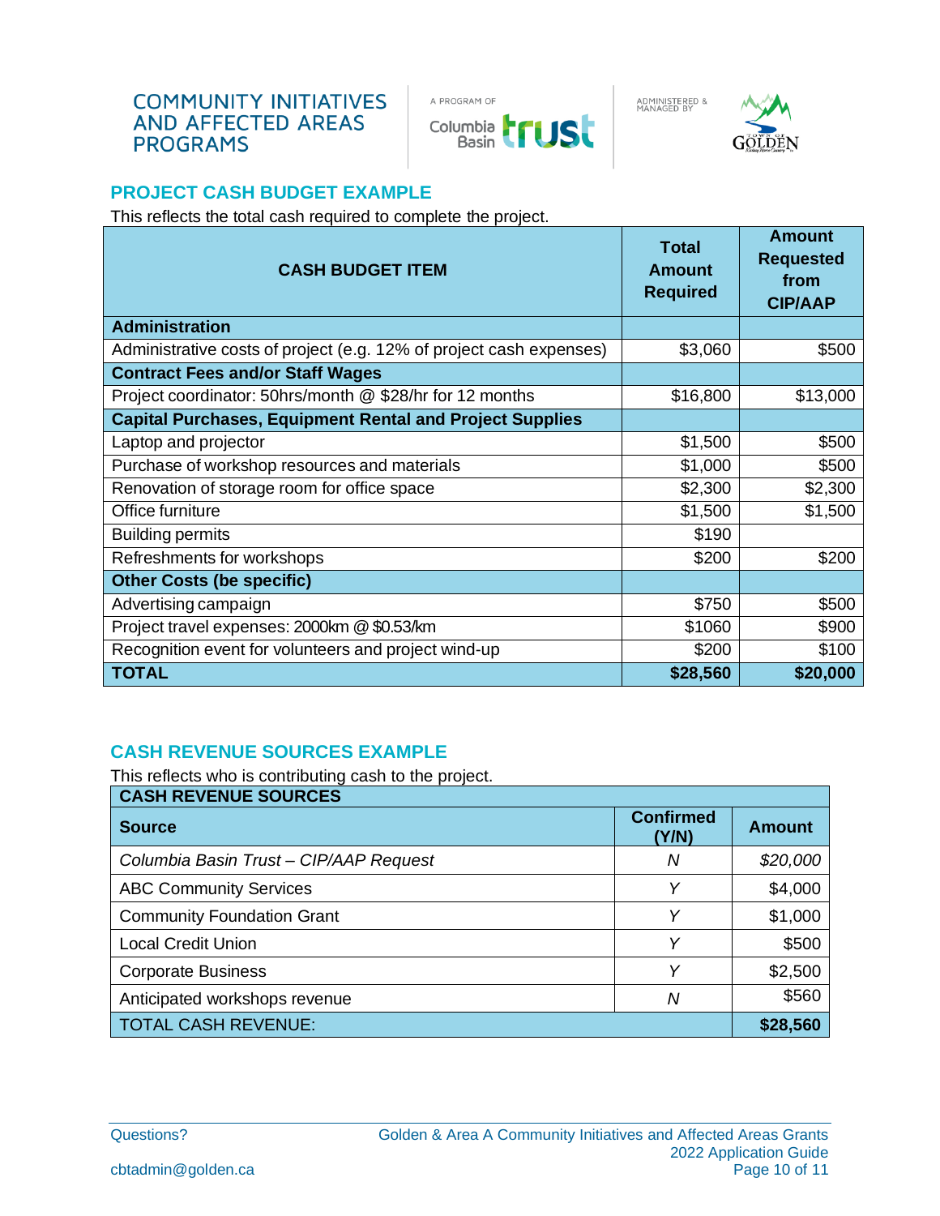COMMUNITY INITIATIVES AND AFFECTED AREAS PROGRAMS

A PROGRAM OF Columbia Basin trust

ADMINISTERED & MANAGED BY TOWN OF GOLDEN

## PROJECT CASH BUDGET EXAMPLE

This reflects the total cash required to complete the project.

| CASH BUDGET ITEM | Total Amount Required | Amount Requested from CIP/AAP |
|---|---|---|
| **Administration** | | |
| Administrative costs of project (e.g. 12% of project cash expenses) | $3,060 | $500 |
| **Contract Fees and/or Staff Wages** | | |
| Project coordinator: 50hrs/month @ $28/hr for 12 months | $16,800 | $13,000 |
| **Capital Purchases, Equipment Rental and Project Supplies** | | |
| Laptop and projector | $1,500 | $500 |
| Purchase of workshop resources and materials | $1,000 | $500 |
| Renovation of storage room for office space | $2,300 | $2,300 |
| Office furniture | $1,500 | $1,500 |
| Building permits | $190 | |
| Refreshments for workshops | $200 | $200 |
| **Other Costs (be specific)** | | |
| Advertising campaign | $750 | $500 |
| Project travel expenses: 2000km @ $0.53/km | $1060 | $900 |
| Recognition event for volunteers and project wind-up | $200 | $100 |
| **TOTAL** | **$28,560** | **$20,000** |

## CASH REVENUE SOURCES EXAMPLE

This reflects who is contributing cash to the project.

| **CASH REVENUE SOURCES** | | |
|---|---|---|
| **Source** | **Confirmed (Y/N)** | **Amount** |
| *Columbia Basin Trust – CIP/AAP Request* | *N* | *$20,000* |
| ABC Community Services | *Y* | $4,000 |
| Community Foundation Grant | *Y* | $1,000 |
| Local Credit Union | *Y* | $500 |
| Corporate Business | *Y* | $2,500 |
| Anticipated workshops revenue | *N* | $560 |
| TOTAL CASH REVENUE: | | **$28,560** |

Questions?

cbtadmin@golden.ca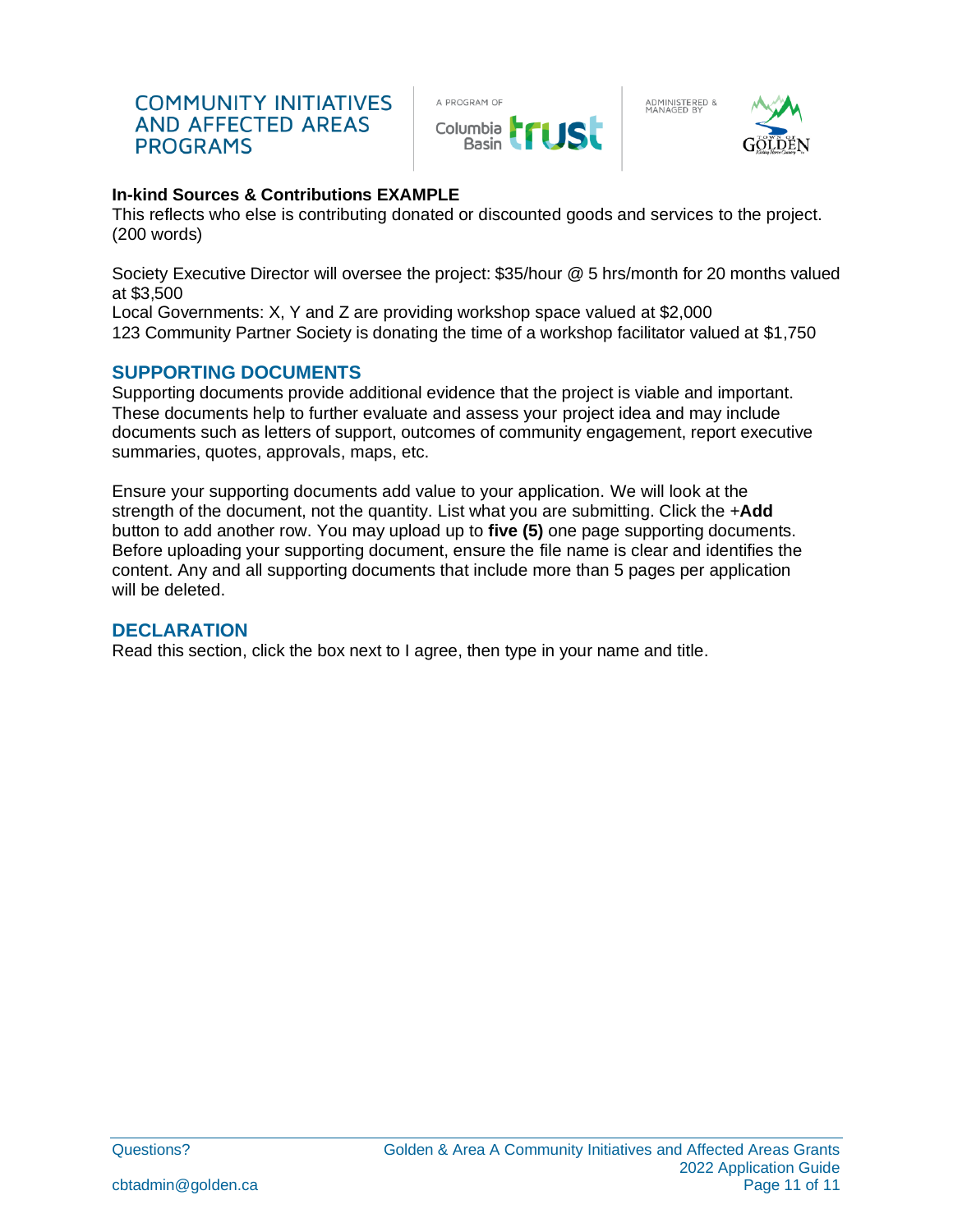**In-kind Sources & Contributions EXAMPLE**
This reflects who else is contributing donated or discounted goods and services to the project. (200 words)

Society Executive Director will oversee the project: $35/hour @ 5 hrs/month for 20 months valued at $3,500
Local Governments: X, Y and Z are providing workshop space valued at $2,000
123 Community Partner Society is donating the time of a workshop facilitator valued at $1,750

## SUPPORTING DOCUMENTS

Supporting documents provide additional evidence that the project is viable and important. These documents help to further evaluate and assess your project idea and may include documents such as letters of support, outcomes of community engagement, report executive summaries, quotes, approvals, maps, etc.

Ensure your supporting documents add value to your application. We will look at the strength of the document, not the quantity. List what you are submitting. Click the +**Add** button to add another row. You may upload up to **five (5)** one page supporting documents. Before uploading your supporting document, ensure the file name is clear and identifies the content. Any and all supporting documents that include more than 5 pages per application will be deleted.

## DECLARATION

Read this section, click the box next to I agree, then type in your name and title.